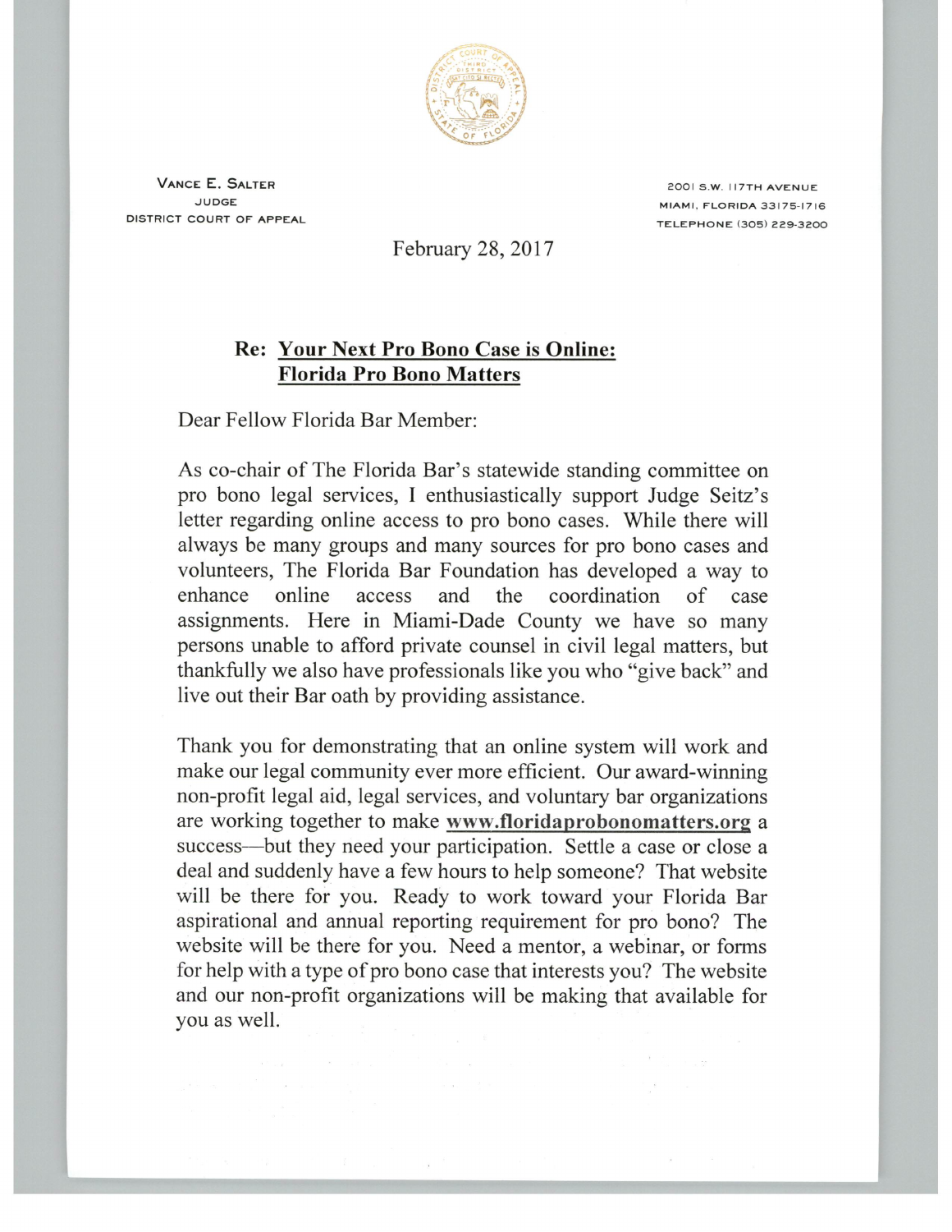**Vance E. Salter**
Judge
District Court of Appeal

2001 S.W. 117th Avenue
Miami, Florida 33175-1716
Telephone (305) 229-3200

February 28, 2017

**Re: <u>Your Next Pro Bono Case is Online: Florida Pro Bono Matters</u>**

Dear Fellow Florida Bar Member:

As co-chair of The Florida Bar's statewide standing committee on pro bono legal services, I enthusiastically support Judge Seitz's letter regarding online access to pro bono cases. While there will always be many groups and many sources for pro bono cases and volunteers, The Florida Bar Foundation has developed a way to enhance online access and the coordination of case assignments. Here in Miami-Dade County we have so many persons unable to afford private counsel in civil legal matters, but thankfully we also have professionals like you who "give back" and live out their Bar oath by providing assistance.

Thank you for demonstrating that an online system will work and make our legal community ever more efficient. Our award-winning non-profit legal aid, legal services, and voluntary bar organizations are working together to make **<u>www.floridaprobonomatters.org</u>** a success—but they need your participation. Settle a case or close a deal and suddenly have a few hours to help someone? That website will be there for you. Ready to work toward your Florida Bar aspirational and annual reporting requirement for pro bono? The website will be there for you. Need a mentor, a webinar, or forms for help with a type of pro bono case that interests you? The website and our non-profit organizations will be making that available for you as well.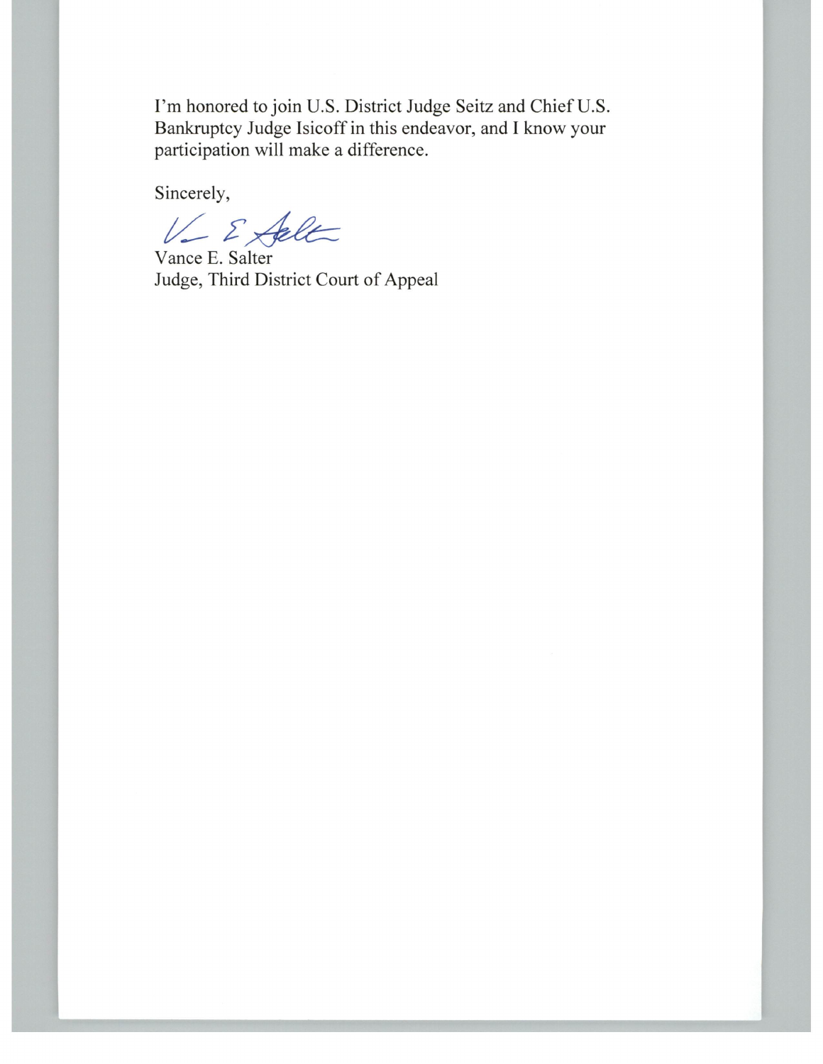I'm honored to join U.S. District Judge Seitz and Chief U.S. Bankruptcy Judge Isicoff in this endeavor, and I know your participation will make a difference.

Sincerely,

Vance E. Salter
Judge, Third District Court of Appeal